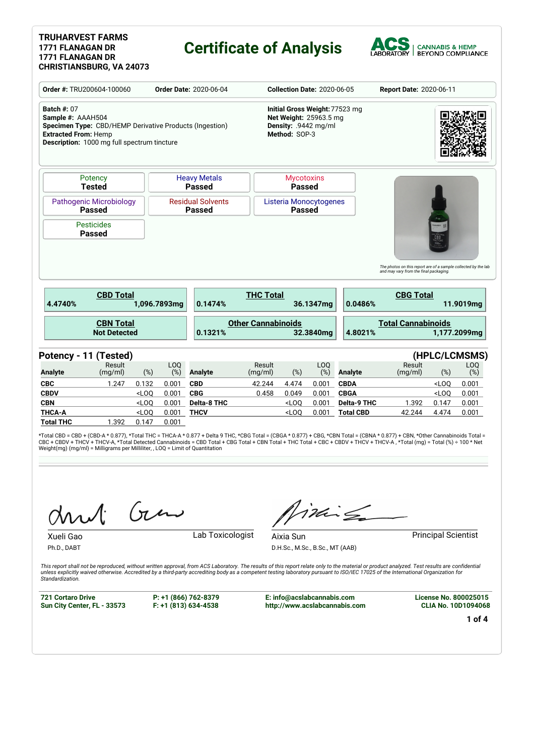**TRUHARVEST FARMS**
**1771 FLANAGAN DR**
**1771 FLANAGAN DR**
**CHRISTIANSBURG, VA 24073**

# Certificate of Analysis

ACS LABORATORY | CANNABIS & HEMP BEYOND COMPLIANCE

| **Order #:** TRU200604-100060 | **Order Date:** 2020-06-04 | **Collection Date:** 2020-06-05 | **Report Date:** 2020-06-11 |
|---|---|---|---|

**Batch #:** 07
**Sample #:** AAAH504
**Specimen Type:** CBD/HEMP Derivative Products (Ingestion)
**Extracted From:** Hemp
**Description:** 1000 mg full spectrum tincture

**Initial Gross Weight:** 77523 mg
**Net Weight:** 25963.5 mg
**Density:** .9442 mg/ml
**Method:** SOP-3

| | | |
|---|---|---|
| Potency **Tested** | Heavy Metals **Passed** | Mycotoxins **Passed** |
| Pathogenic Microbiology **Passed** | Residual Solvents **Passed** | Listeria Monocytogenes **Passed** |
| Pesticides **Passed** | | |

*The photos on this report are of a sample collected by the lab and may vary from the final packaging.*

| **CBD Total** | **THC Total** | **CBG Total** |
|---|---|---|
| 4.4740% 1,096.7893mg | 0.1474% 36.1347mg | 0.0486% 11.9019mg |
| **CBN Total** | **Other Cannabinoids** | **Total Cannabinoids** |
| Not Detected | 0.1321% 32.3840mg | 4.8021% 1,177.2099mg |

## Potency - 11 (Tested) (HPLC/LCMSMS)

| Analyte | Result (mg/ml) | (%) | LOQ (%) | Analyte | Result (mg/ml) | (%) | LOQ (%) | Analyte | Result (mg/ml) | (%) | LOQ (%) |
|---|---|---|---|---|---|---|---|---|---|---|---|
| **CBC** | 1.247 | 0.132 | 0.001 | **CBD** | 42.244 | 4.474 | 0.001 | **CBDA** | | <LOQ | 0.001 |
| **CBDV** | | <LOQ | 0.001 | **CBG** | 0.458 | 0.049 | 0.001 | **CBGA** | | <LOQ | 0.001 |
| **CBN** | | <LOQ | 0.001 | **Delta-8 THC** | | <LOQ | 0.001 | **Delta-9 THC** | 1.392 | 0.147 | 0.001 |
| **THCA-A** | | <LOQ | 0.001 | **THCV** | | <LOQ | 0.001 | **Total CBD** | 42.244 | 4.474 | 0.001 |
| **Total THC** | 1.392 | 0.147 | 0.001 | | | | | | | | |

*Total CBD = CBD + (CBD-A * 0.877), *Total THC = THCA-A * 0.877 + Delta 9 THC, *CBG Total = (CBGA * 0.877) + CBG, *CBN Total = (CBNA * 0.877) + CBN, *Other Cannabinoids Total = CBC + CBDV + THCV + THCV-A, *Total Detected Cannabinoids = CBD Total + CBG Total + CBN Total + THC Total + CBC + CBDV + THCV + THCV-A , *Total (mg) = Total (%) ÷ 100 * Net Weight(mg) (mg/ml) = Milligrams per Milliliter, , LOQ = Limit of Quantitation

Xueli Gao
Ph.D., DABT
Lab Toxicologist

Aixia Sun
D.H.Sc., M.Sc., B.Sc., MT (AAB)
Principal Scientist

*This report shall not be reproduced, without written approval, from ACS Laboratory. The results of this report relate only to the material or product analyzed. Test results are confidential unless explicitly waived otherwise. Accredited by a third-party accrediting body as a competent testing laboratory pursuant to ISO/IEC 17025 of the International Organization for Standardization.*

**721 Cortaro Drive**
**Sun City Center, FL - 33573**

**P: +1 (866) 762-8379**
**F: +1 (813) 634-4538**

**E: info@acslabcannabis.com**
**http://www.acslabcannabis.com**

**License No. 800025015**
**CLIA No. 10D1094068**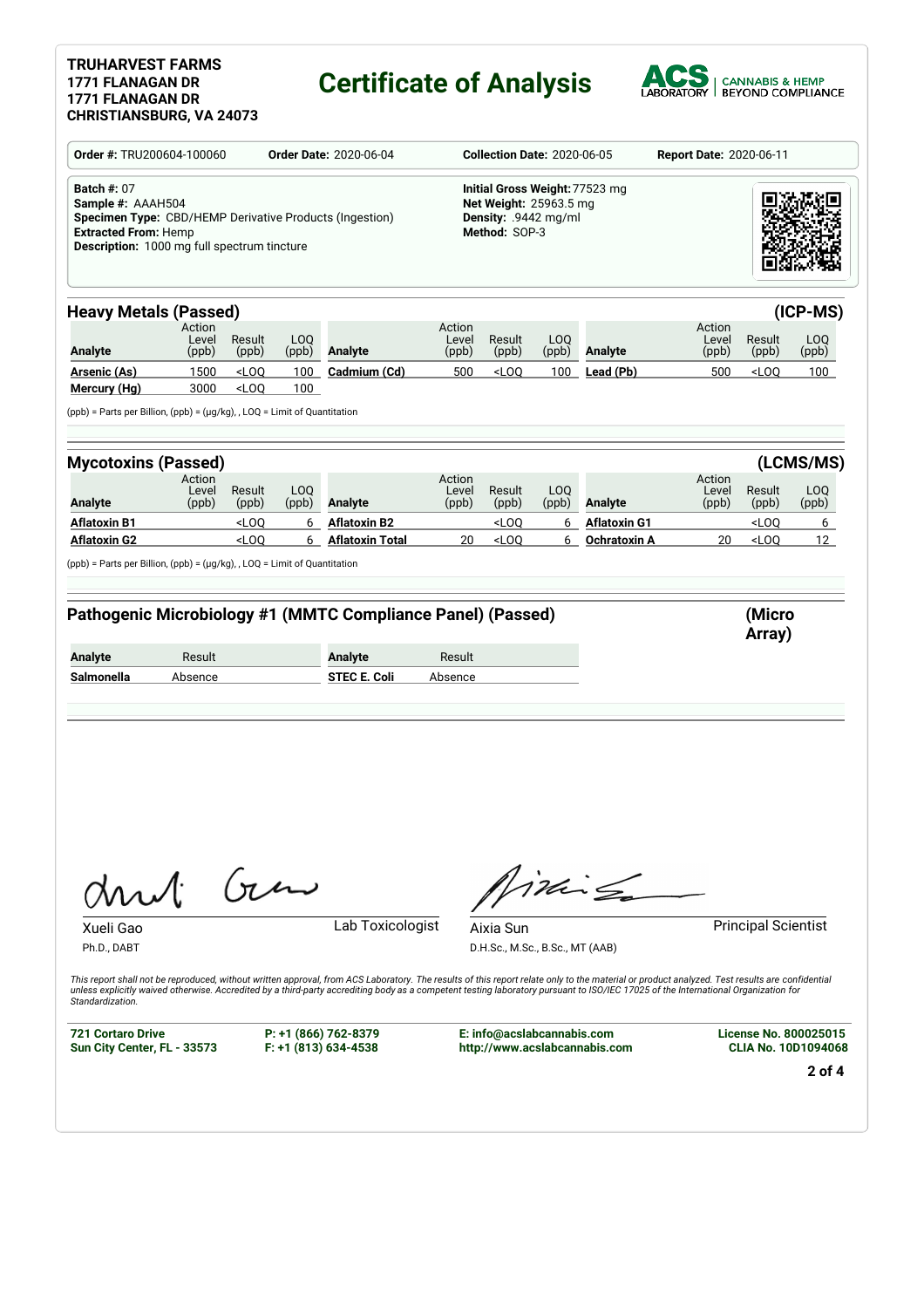**TRUHARVEST FARMS**
**1771 FLANAGAN DR**
**1771 FLANAGAN DR**
**CHRISTIANSBURG, VA 24073**

# Certificate of Analysis

ACS LABORATORY | CANNABIS & HEMP BEYOND COMPLIANCE

**Order #:** TRU200604-100060 **Order Date:** 2020-06-04 **Collection Date:** 2020-06-05 **Report Date:** 2020-06-11

**Batch #:** 07
**Sample #:** AAAH504
**Specimen Type:** CBD/HEMP Derivative Products (Ingestion)
**Extracted From:** Hemp
**Description:** 1000 mg full spectrum tincture

**Initial Gross Weight:** 77523 mg
**Net Weight:** 25963.5 mg
**Density:** .9442 mg/ml
**Method:** SOP-3

## Heavy Metals (Passed) (ICP-MS)

| Analyte | Action Level (ppb) | Result (ppb) | LOQ (ppb) | Analyte | Action Level (ppb) | Result (ppb) | LOQ (ppb) | Analyte | Action Level (ppb) | Result (ppb) | LOQ (ppb) |
|---|---|---|---|---|---|---|---|---|---|---|---|
| **Arsenic (As)** | 1500 | <LOQ | 100 | **Cadmium (Cd)** | 500 | <LOQ | 100 | **Lead (Pb)** | 500 | <LOQ | 100 |
| **Mercury (Hg)** | 3000 | <LOQ | 100 | | | | | | | | |

(ppb) = Parts per Billion, (ppb) = (µg/kg), , LOQ = Limit of Quantitation

## Mycotoxins (Passed) (LCMS/MS)

| Analyte | Action Level (ppb) | Result (ppb) | LOQ (ppb) | Analyte | Action Level (ppb) | Result (ppb) | LOQ (ppb) | Analyte | Action Level (ppb) | Result (ppb) | LOQ (ppb) |
|---|---|---|---|---|---|---|---|---|---|---|---|
| **Aflatoxin B1** | | <LOQ | 6 | **Aflatoxin B2** | | <LOQ | 6 | **Aflatoxin G1** | | <LOQ | 6 |
| **Aflatoxin G2** | | <LOQ | 6 | **Aflatoxin Total** | 20 | <LOQ | 6 | **Ochratoxin A** | 20 | <LOQ | 12 |

(ppb) = Parts per Billion, (ppb) = (µg/kg), , LOQ = Limit of Quantitation

## Pathogenic Microbiology #1 (MMTC Compliance Panel) (Passed) (Micro Array)

| Analyte | Result | Analyte | Result |
|---|---|---|---|
| **Salmonella** | Absence | **STEC E. Coli** | Absence |

Xueli Gao
Ph.D., DABT
Lab Toxicologist

Aixia Sun
D.H.Sc., M.Sc., B.Sc., MT (AAB)
Principal Scientist

*This report shall not be reproduced, without written approval, from ACS Laboratory. The results of this report relate only to the material or product analyzed. Test results are confidential unless explicitly waived otherwise. Accredited by a third-party accrediting body as a competent testing laboratory pursuant to ISO/IEC 17025 of the International Organization for Standardization.*

**721 Cortaro Drive**
**Sun City Center, FL - 33573**

**P: +1 (866) 762-8379**
**F: +1 (813) 634-4538**

**E: info@acslabcannabis.com**
**http://www.acslabcannabis.com**

**License No. 800025015**
**CLIA No. 10D1094068**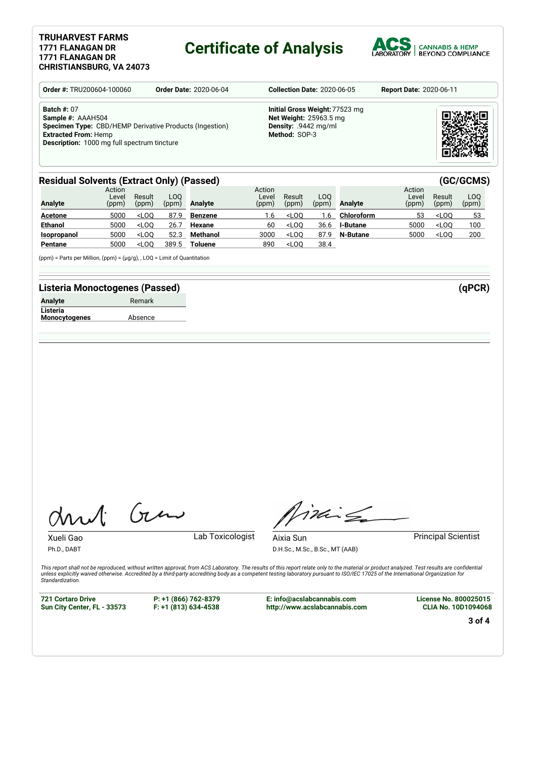**TRUHARVEST FARMS**
**1771 FLANAGAN DR**
**1771 FLANAGAN DR**
**CHRISTIANSBURG, VA 24073**

# Certificate of Analysis

ACS LABORATORY | CANNABIS & HEMP BEYOND COMPLIANCE

| **Order #:** TRU200604-100060 | **Order Date:** 2020-06-04 | **Collection Date:** 2020-06-05 | **Report Date:** 2020-06-11 |
|---|---|---|---|

**Batch #:** 07
**Sample #:** AAAH504
**Specimen Type:** CBD/HEMP Derivative Products (Ingestion)
**Extracted From:** Hemp
**Description:** 1000 mg full spectrum tincture

**Initial Gross Weight:** 77523 mg
**Net Weight:** 25963.5 mg
**Density:** .9442 mg/ml
**Method:** SOP-3

## Residual Solvents (Extract Only) (Passed) (GC/GCMS)

| Analyte | Action Level (ppm) | Result (ppm) | LOQ (ppm) | Analyte | Action Level (ppm) | Result (ppm) | LOQ (ppm) | Analyte | Action Level (ppm) | Result (ppm) | LOQ (ppm) |
|---|---|---|---|---|---|---|---|---|---|---|---|
| **Acetone** | 5000 | <LOQ | 87.9 | **Benzene** | 1.6 | <LOQ | 1.6 | **Chloroform** | 53 | <LOQ | 53 |
| **Ethanol** | 5000 | <LOQ | 26.7 | **Hexane** | 60 | <LOQ | 36.6 | **I-Butane** | 5000 | <LOQ | 100 |
| **Isopropanol** | 5000 | <LOQ | 52.3 | **Methanol** | 3000 | <LOQ | 87.9 | **N-Butane** | 5000 | <LOQ | 200 |
| **Pentane** | 5000 | <LOQ | 389.5 | **Toluene** | 890 | <LOQ | 38.4 | | | | |

(ppm) = Parts per Million, (ppm) = (µg/g), , LOQ = Limit of Quantitation

## Listeria Monoctogenes (Passed) (qPCR)

| Analyte | Remark |
|---|---|
| **Listeria Monocytogenes** | Absence |

Xueli Gao
Ph.D., DABT
Lab Toxicologist

Aixia Sun
D.H.Sc., M.Sc., B.Sc., MT (AAB)
Principal Scientist

*This report shall not be reproduced, without written approval, from ACS Laboratory. The results of this report relate only to the material or product analyzed. Test results are confidential unless explicitly waived otherwise. Accredited by a third-party accrediting body as a competent testing laboratory pursuant to ISO/IEC 17025 of the International Organization for Standardization.*

**721 Cortaro Drive**
**Sun City Center, FL - 33573**

**P: +1 (866) 762-8379**
**F: +1 (813) 634-4538**

**E: info@acslabcannabis.com**
**http://www.acslabcannabis.com**

**License No. 800025015**
**CLIA No. 10D1094068**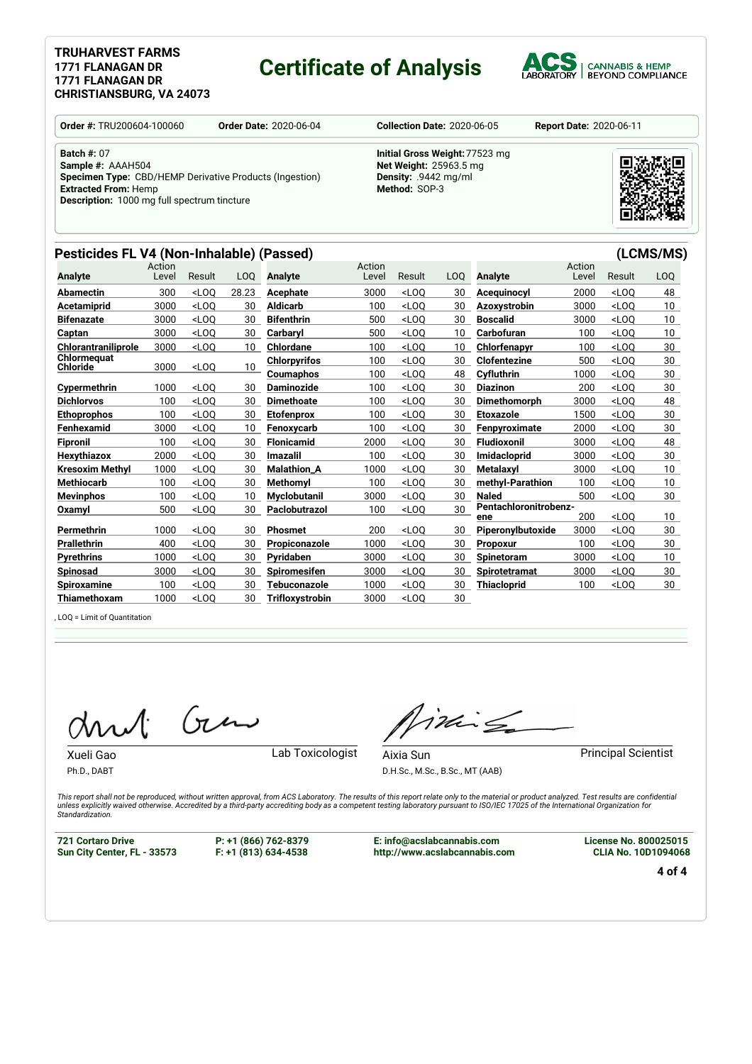**TRUHARVEST FARMS**
**1771 FLANAGAN DR**
**1771 FLANAGAN DR**
**CHRISTIANSBURG, VA 24073**

# Certificate of Analysis

ACS LABORATORY | CANNABIS & HEMP BEYOND COMPLIANCE

**Order #:** TRU200604-100060 **Order Date:** 2020-06-04 **Collection Date:** 2020-06-05 **Report Date:** 2020-06-11

**Batch #:** 07
**Sample #:** AAAH504
**Specimen Type:** CBD/HEMP Derivative Products (Ingestion)
**Extracted From:** Hemp
**Description:** 1000 mg full spectrum tincture

**Initial Gross Weight:** 77523 mg
**Net Weight:** 25963.5 mg
**Density:** .9442 mg/ml
**Method:** SOP-3

## Pesticides FL V4 (Non-Inhalable) (Passed) (LCMS/MS)

| Analyte | Action Level | Result | LOQ | Analyte | Action Level | Result | LOQ | Analyte | Action Level | Result | LOQ |
|---|---|---|---|---|---|---|---|---|---|---|---|
| Abamectin | 300 | <LOQ | 28.23 | Acephate | 3000 | <LOQ | 30 | Acequinocyl | 2000 | <LOQ | 48 |
| Acetamiprid | 3000 | <LOQ | 30 | Aldicarb | 100 | <LOQ | 30 | Azoxystrobin | 3000 | <LOQ | 10 |
| Bifenazate | 3000 | <LOQ | 30 | Bifenthrin | 500 | <LOQ | 30 | Boscalid | 3000 | <LOQ | 10 |
| Captan | 3000 | <LOQ | 30 | Carbaryl | 500 | <LOQ | 10 | Carbofuran | 100 | <LOQ | 10 |
| Chlorantraniliprole | 3000 | <LOQ | 10 | Chlordane | 100 | <LOQ | 10 | Chlorfenapyr | 100 | <LOQ | 30 |
| Chlormequat Chloride | 3000 | <LOQ | 10 | Chlorpyrifos | 100 | <LOQ | 30 | Clofentezine | 500 | <LOQ | 30 |
| | | | | Coumaphos | 100 | <LOQ | 48 | Cyfluthrin | 1000 | <LOQ | 30 |
| Cypermethrin | 1000 | <LOQ | 30 | Daminozide | 100 | <LOQ | 30 | Diazinon | 200 | <LOQ | 30 |
| Dichlorvos | 100 | <LOQ | 30 | Dimethoate | 100 | <LOQ | 30 | Dimethomorph | 3000 | <LOQ | 48 |
| Ethoprophos | 100 | <LOQ | 30 | Etofenprox | 100 | <LOQ | 30 | Etoxazole | 1500 | <LOQ | 30 |
| Fenhexamid | 3000 | <LOQ | 10 | Fenoxycarb | 100 | <LOQ | 30 | Fenpyroximate | 2000 | <LOQ | 30 |
| Fipronil | 100 | <LOQ | 30 | Flonicamid | 2000 | <LOQ | 30 | Fludioxonil | 3000 | <LOQ | 48 |
| Hexythiazox | 2000 | <LOQ | 30 | Imazalil | 100 | <LOQ | 30 | Imidacloprid | 3000 | <LOQ | 30 |
| Kresoxim Methyl | 1000 | <LOQ | 30 | Malathion_A | 1000 | <LOQ | 30 | Metalaxyl | 3000 | <LOQ | 10 |
| Methiocarb | 100 | <LOQ | 30 | Methomyl | 100 | <LOQ | 30 | methyl-Parathion | 100 | <LOQ | 10 |
| Mevinphos | 100 | <LOQ | 10 | Myclobutanil | 3000 | <LOQ | 30 | Naled | 500 | <LOQ | 30 |
| Oxamyl | 500 | <LOQ | 30 | Paclobutrazol | 100 | <LOQ | 30 | Pentachloronitrobenzene | 200 | <LOQ | 10 |
| Permethrin | 1000 | <LOQ | 30 | Phosmet | 200 | <LOQ | 30 | Piperonylbutoxide | 3000 | <LOQ | 30 |
| Prallethrin | 400 | <LOQ | 30 | Propiconazole | 1000 | <LOQ | 30 | Propoxur | 100 | <LOQ | 30 |
| Pyrethrins | 1000 | <LOQ | 30 | Pyridaben | 3000 | <LOQ | 30 | Spinetoram | 3000 | <LOQ | 10 |
| Spinosad | 3000 | <LOQ | 30 | Spiromesifen | 3000 | <LOQ | 30 | Spirotetramat | 3000 | <LOQ | 30 |
| Spiroxamine | 100 | <LOQ | 30 | Tebuconazole | 1000 | <LOQ | 30 | Thiacloprid | 100 | <LOQ | 30 |
| Thiamethoxam | 1000 | <LOQ | 30 | Trifloxystrobin | 3000 | <LOQ | 30 | | | | |

, LOQ = Limit of Quantitation

Xueli Gao, Ph.D., DABT — Lab Toxicologist

Aixia Sun, D.H.Sc., M.Sc., B.Sc., MT (AAB) — Principal Scientist

*This report shall not be reproduced, without written approval, from ACS Laboratory. The results of this report relate only to the material or product analyzed. Test results are confidential unless explicitly waived otherwise. Accredited by a third-party accrediting body as a competent testing laboratory pursuant to ISO/IEC 17025 of the International Organization for Standardization.*

**721 Cortaro Drive**
**Sun City Center, FL - 33573**

**P: +1 (866) 762-8379**
**F: +1 (813) 634-4538**

**E: info@acslabcannabis.com**
**http://www.acslabcannabis.com**

**License No. 800025015**
**CLIA No. 10D1094068**